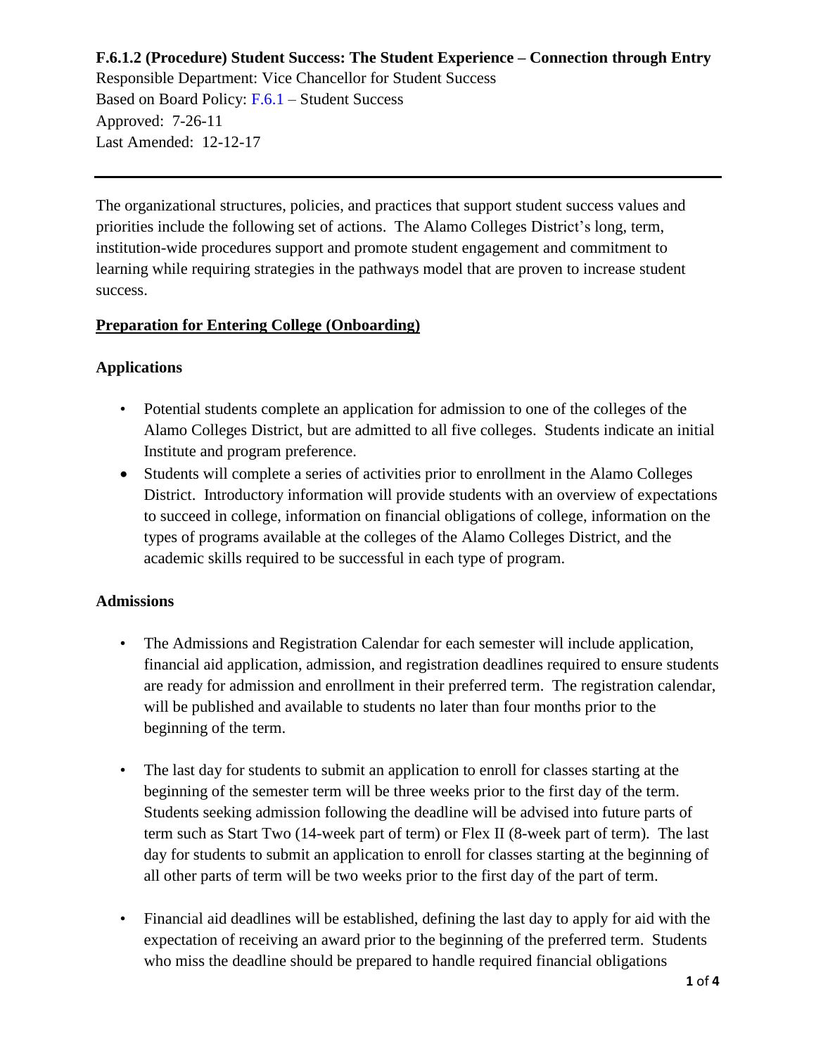**F.6.1.2 (Procedure) Student Success: The Student Experience – Connection through Entry**

Responsible Department: Vice Chancellor for Student Success
Based on Board Policy: F.6.1 – Student Success
Approved: 7-26-11
Last Amended: 12-12-17

---

The organizational structures, policies, and practices that support student success values and priorities include the following set of actions. The Alamo Colleges District's long, term, institution-wide procedures support and promote student engagement and commitment to learning while requiring strategies in the pathways model that are proven to increase student success.

## Preparation for Entering College (Onboarding)

### Applications

- Potential students complete an application for admission to one of the colleges of the Alamo Colleges District, but are admitted to all five colleges. Students indicate an initial Institute and program preference.
- Students will complete a series of activities prior to enrollment in the Alamo Colleges District. Introductory information will provide students with an overview of expectations to succeed in college, information on financial obligations of college, information on the types of programs available at the colleges of the Alamo Colleges District, and the academic skills required to be successful in each type of program.

### Admissions

- The Admissions and Registration Calendar for each semester will include application, financial aid application, admission, and registration deadlines required to ensure students are ready for admission and enrollment in their preferred term. The registration calendar, will be published and available to students no later than four months prior to the beginning of the term.
- The last day for students to submit an application to enroll for classes starting at the beginning of the semester term will be three weeks prior to the first day of the term. Students seeking admission following the deadline will be advised into future parts of term such as Start Two (14-week part of term) or Flex II (8-week part of term). The last day for students to submit an application to enroll for classes starting at the beginning of all other parts of term will be two weeks prior to the first day of the part of term.
- Financial aid deadlines will be established, defining the last day to apply for aid with the expectation of receiving an award prior to the beginning of the preferred term. Students who miss the deadline should be prepared to handle required financial obligations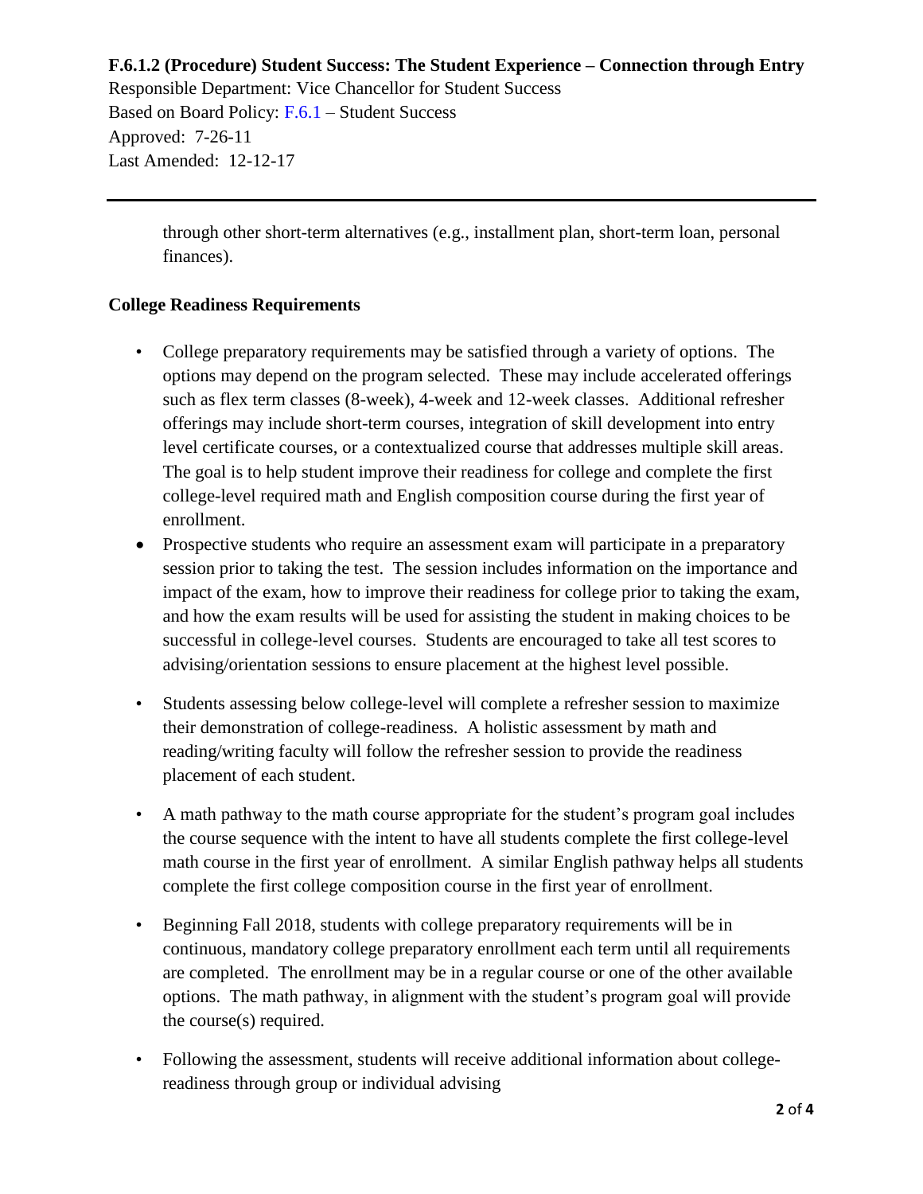through other short-term alternatives (e.g., installment plan, short-term loan, personal finances).

**College Readiness Requirements**

- College preparatory requirements may be satisfied through a variety of options. The options may depend on the program selected. These may include accelerated offerings such as flex term classes (8-week), 4-week and 12-week classes. Additional refresher offerings may include short-term courses, integration of skill development into entry level certificate courses, or a contextualized course that addresses multiple skill areas. The goal is to help student improve their readiness for college and complete the first college-level required math and English composition course during the first year of enrollment.
- Prospective students who require an assessment exam will participate in a preparatory session prior to taking the test. The session includes information on the importance and impact of the exam, how to improve their readiness for college prior to taking the exam, and how the exam results will be used for assisting the student in making choices to be successful in college-level courses. Students are encouraged to take all test scores to advising/orientation sessions to ensure placement at the highest level possible.
- Students assessing below college-level will complete a refresher session to maximize their demonstration of college-readiness. A holistic assessment by math and reading/writing faculty will follow the refresher session to provide the readiness placement of each student.
- A math pathway to the math course appropriate for the student's program goal includes the course sequence with the intent to have all students complete the first college-level math course in the first year of enrollment. A similar English pathway helps all students complete the first college composition course in the first year of enrollment.
- Beginning Fall 2018, students with college preparatory requirements will be in continuous, mandatory college preparatory enrollment each term until all requirements are completed. The enrollment may be in a regular course or one of the other available options. The math pathway, in alignment with the student's program goal will provide the course(s) required.
- Following the assessment, students will receive additional information about college-readiness through group or individual advising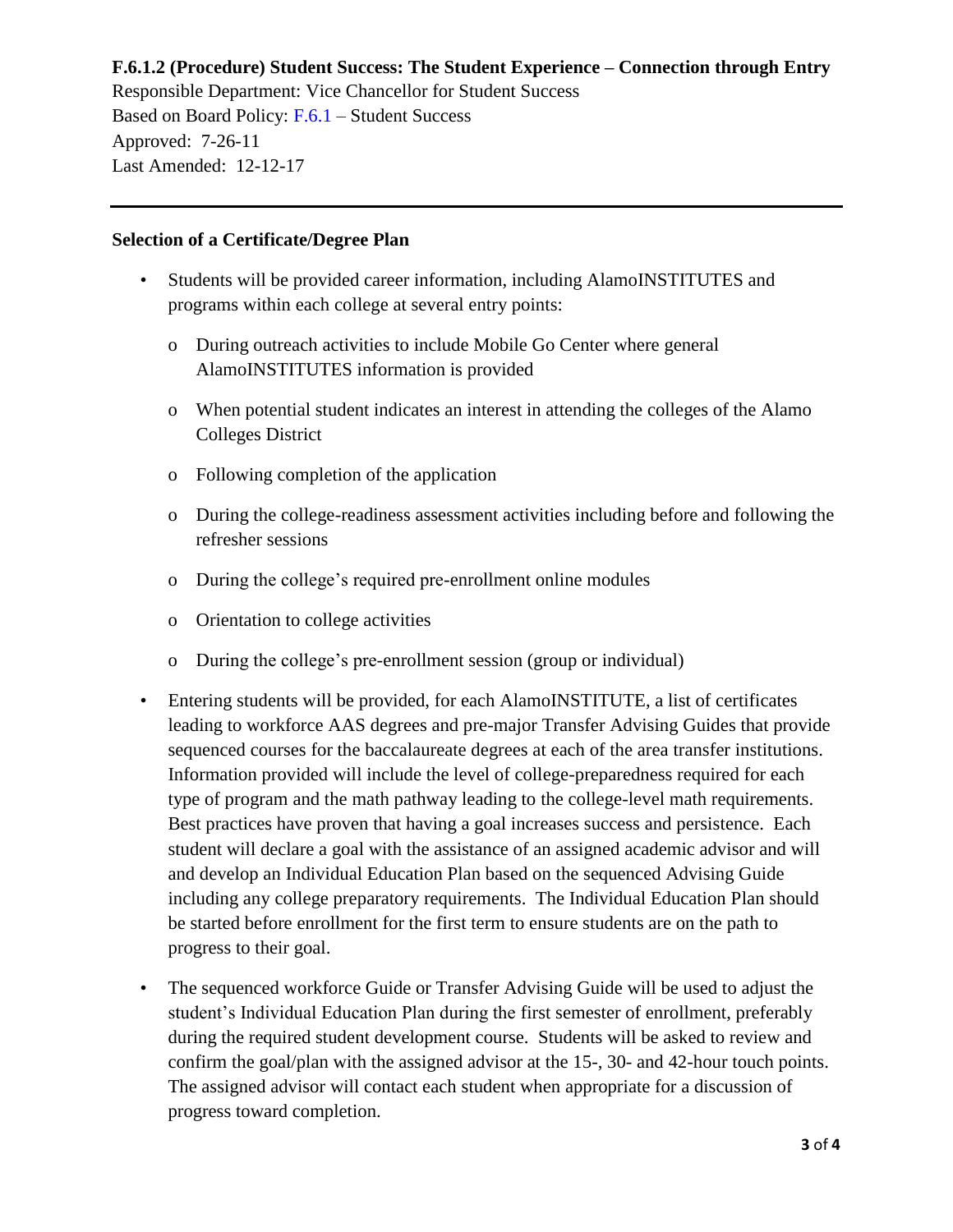**F.6.1.2 (Procedure) Student Success: The Student Experience – Connection through Entry**

Responsible Department: Vice Chancellor for Student Success
Based on Board Policy: F.6.1 – Student Success
Approved: 7-26-11
Last Amended: 12-12-17

---

**Selection of a Certificate/Degree Plan**

- Students will be provided career information, including AlamoINSTITUTES and programs within each college at several entry points:
  - During outreach activities to include Mobile Go Center where general AlamoINSTITUTES information is provided
  - When potential student indicates an interest in attending the colleges of the Alamo Colleges District
  - Following completion of the application
  - During the college-readiness assessment activities including before and following the refresher sessions
  - During the college's required pre-enrollment online modules
  - Orientation to college activities
  - During the college's pre-enrollment session (group or individual)
- Entering students will be provided, for each AlamoINSTITUTE, a list of certificates leading to workforce AAS degrees and pre-major Transfer Advising Guides that provide sequenced courses for the baccalaureate degrees at each of the area transfer institutions. Information provided will include the level of college-preparedness required for each type of program and the math pathway leading to the college-level math requirements. Best practices have proven that having a goal increases success and persistence. Each student will declare a goal with the assistance of an assigned academic advisor and will and develop an Individual Education Plan based on the sequenced Advising Guide including any college preparatory requirements. The Individual Education Plan should be started before enrollment for the first term to ensure students are on the path to progress to their goal.
- The sequenced workforce Guide or Transfer Advising Guide will be used to adjust the student's Individual Education Plan during the first semester of enrollment, preferably during the required student development course. Students will be asked to review and confirm the goal/plan with the assigned advisor at the 15-, 30- and 42-hour touch points. The assigned advisor will contact each student when appropriate for a discussion of progress toward completion.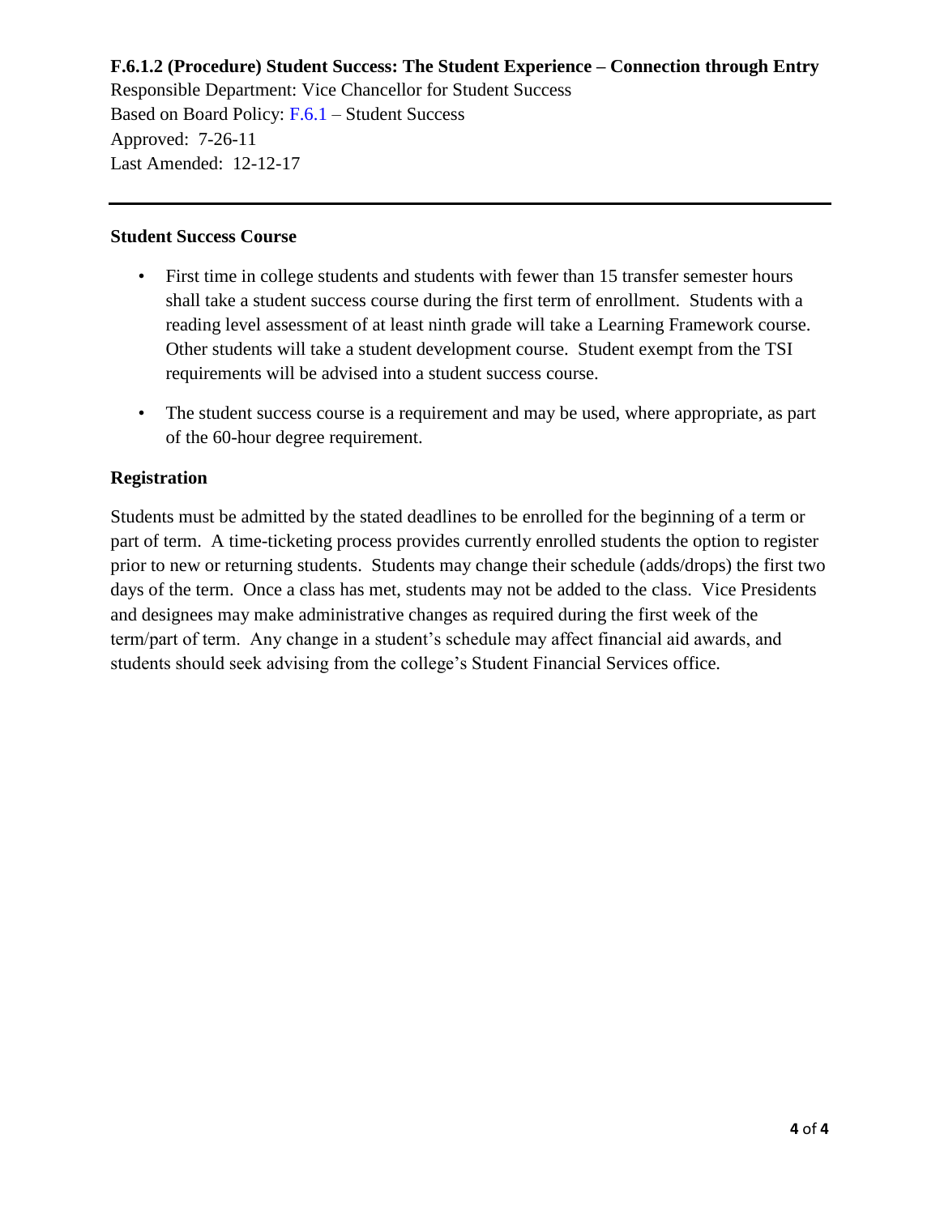**F.6.1.2 (Procedure) Student Success: The Student Experience – Connection through Entry**
Responsible Department: Vice Chancellor for Student Success
Based on Board Policy: F.6.1 – Student Success
Approved: 7-26-11
Last Amended: 12-12-17

---

**Student Success Course**

- First time in college students and students with fewer than 15 transfer semester hours shall take a student success course during the first term of enrollment. Students with a reading level assessment of at least ninth grade will take a Learning Framework course. Other students will take a student development course. Student exempt from the TSI requirements will be advised into a student success course.
- The student success course is a requirement and may be used, where appropriate, as part of the 60-hour degree requirement.

**Registration**

Students must be admitted by the stated deadlines to be enrolled for the beginning of a term or part of term. A time-ticketing process provides currently enrolled students the option to register prior to new or returning students. Students may change their schedule (adds/drops) the first two days of the term. Once a class has met, students may not be added to the class. Vice Presidents and designees may make administrative changes as required during the first week of the term/part of term. Any change in a student's schedule may affect financial aid awards, and students should seek advising from the college's Student Financial Services office.